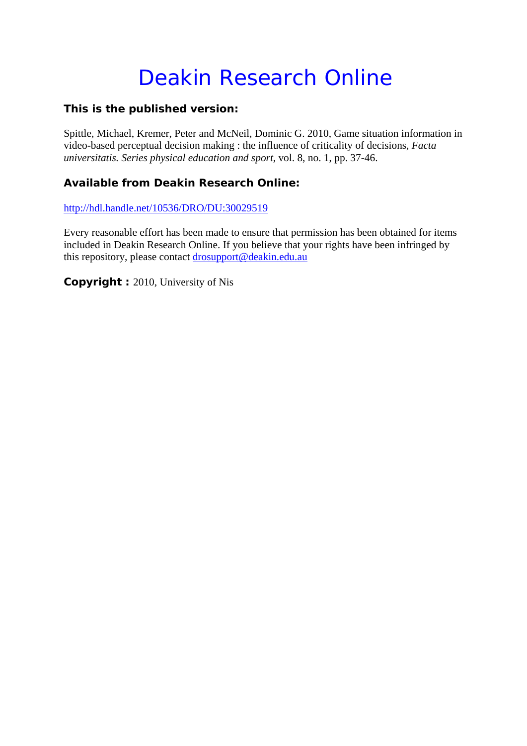# Deakin Research Online

### This is the published version:

Spittle, Michael, Kremer, Peter and McNeil, Dominic G. 2010, Game situation information in video-based perceptual decision making : the influence of criticality of decisions, *Facta universitatis. Series physical education and sport*, vol. 8, no. 1, pp. 37-46.

### Available from Deakin Research Online:

http://hdl.handle.net/10536/DRO/DU:30029519

Every reasonable effort has been made to ensure that permission has been obtained for items included in Deakin Research Online. If you believe that your rights have been infringed by this repository, please contact drosupport@deakin.edu.au

**Copyright :** 2010, University of Nis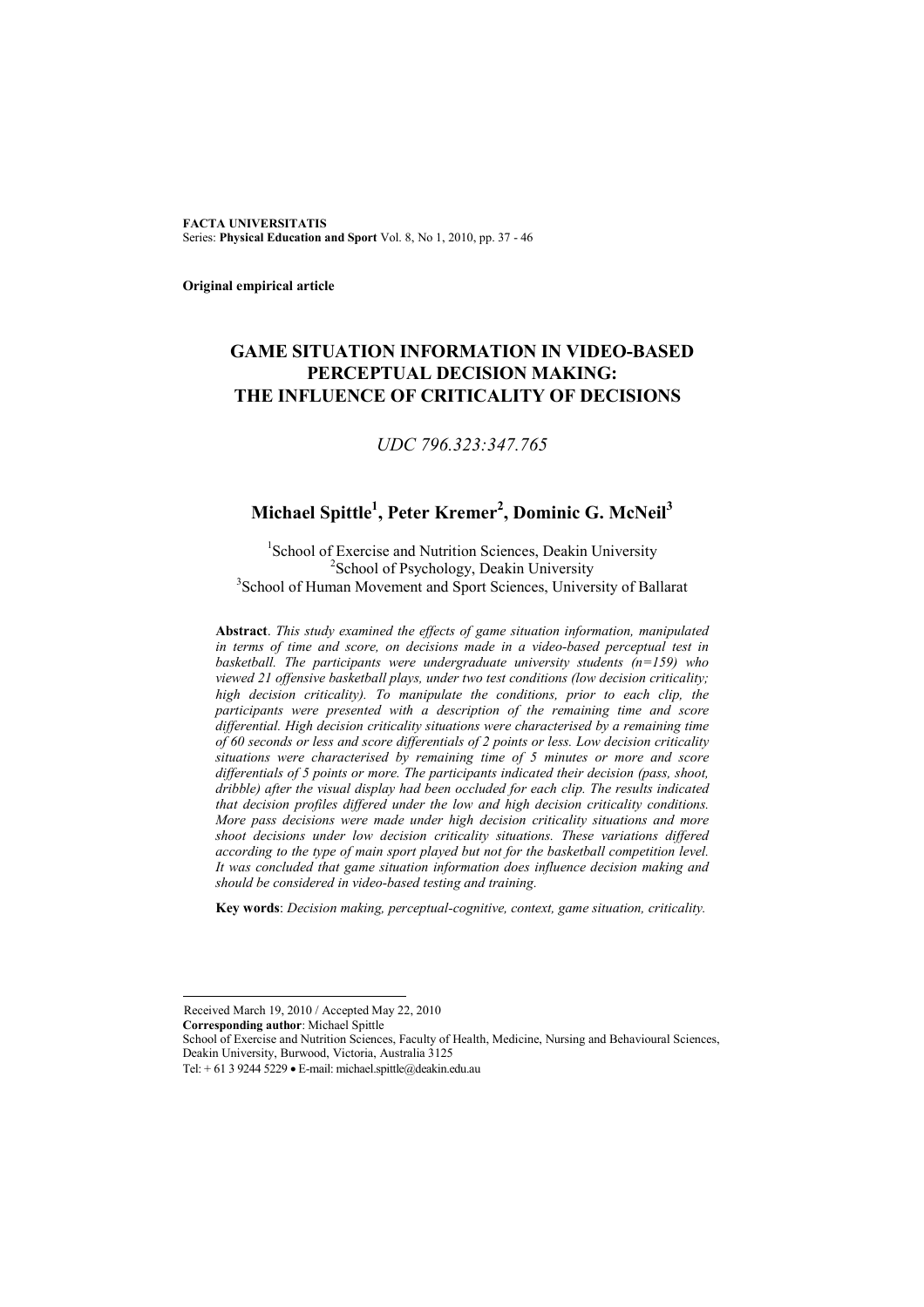**Original empirical article**

# GAME SITUATION INFORMATION IN VIDEO-BASED PERCEPTUAL DECISION MAKING: THE INFLUENCE OF CRITICALITY OF DECISIONS

*UDC 796.323:347.765*

## Michael Spittle[1], Peter Kremer[2], Dominic G. McNeil[3]

[1]School of Exercise and Nutrition Sciences, Deakin University
[2]School of Psychology, Deakin University
[3]School of Human Movement and Sport Sciences, University of Ballarat

**Abstract**. *This study examined the effects of game situation information, manipulated in terms of time and score, on decisions made in a video-based perceptual test in basketball. The participants were undergraduate university students (n=159) who viewed 21 offensive basketball plays, under two test conditions (low decision criticality; high decision criticality). To manipulate the conditions, prior to each clip, the participants were presented with a description of the remaining time and score differential. High decision criticality situations were characterised by a remaining time of 60 seconds or less and score differentials of 2 points or less. Low decision criticality situations were characterised by remaining time of 5 minutes or more and score differentials of 5 points or more. The participants indicated their decision (pass, shoot, dribble) after the visual display had been occluded for each clip. The results indicated that decision profiles differed under the low and high decision criticality conditions. More pass decisions were made under high decision criticality situations and more shoot decisions under low decision criticality situations. These variations differed according to the type of main sport played but not for the basketball competition level. It was concluded that game situation information does influence decision making and should be considered in video-based testing and training.*

**Key words**: *Decision making, perceptual-cognitive, context, game situation, criticality.*

---

Received March 19, 2010 / Accepted May 22, 2010
**Corresponding author**: Michael Spittle
School of Exercise and Nutrition Sciences, Faculty of Health, Medicine, Nursing and Behavioural Sciences, Deakin University, Burwood, Victoria, Australia 3125
Tel: + 61 3 9244 5229 • E-mail: michael.spittle@deakin.edu.au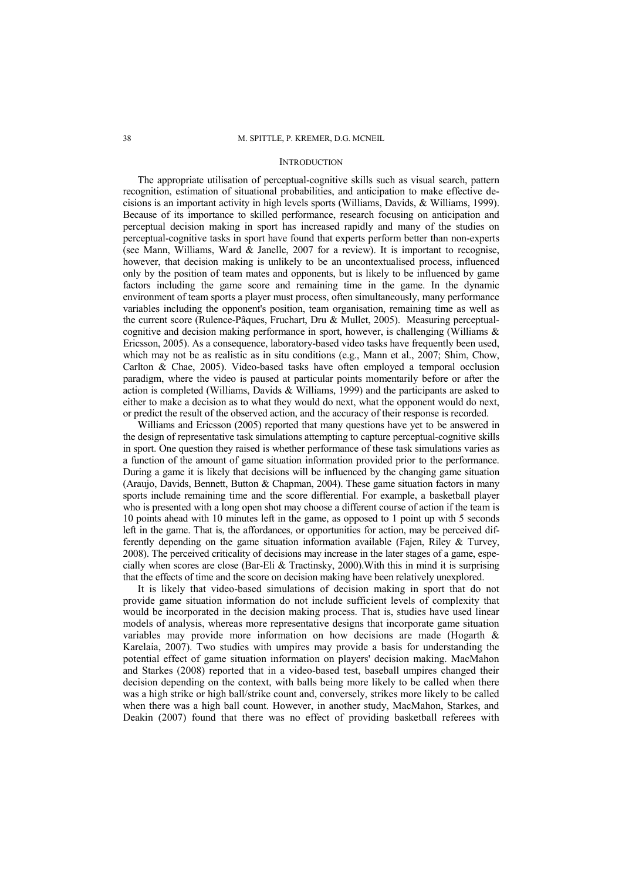## INTRODUCTION

The appropriate utilisation of perceptual-cognitive skills such as visual search, pattern recognition, estimation of situational probabilities, and anticipation to make effective decisions is an important activity in high levels sports (Williams, Davids, & Williams, 1999). Because of its importance to skilled performance, research focusing on anticipation and perceptual decision making in sport has increased rapidly and many of the studies on perceptual-cognitive tasks in sport have found that experts perform better than non-experts (see Mann, Williams, Ward & Janelle, 2007 for a review). It is important to recognise, however, that decision making is unlikely to be an uncontextualised process, influenced only by the position of team mates and opponents, but is likely to be influenced by game factors including the game score and remaining time in the game. In the dynamic environment of team sports a player must process, often simultaneously, many performance variables including the opponent's position, team organisation, remaining time as well as the current score (Rulence-Pâques, Fruchart, Dru & Mullet, 2005). Measuring perceptual-cognitive and decision making performance in sport, however, is challenging (Williams & Ericsson, 2005). As a consequence, laboratory-based video tasks have frequently been used, which may not be as realistic as in situ conditions (e.g., Mann et al., 2007; Shim, Chow, Carlton & Chae, 2005). Video-based tasks have often employed a temporal occlusion paradigm, where the video is paused at particular points momentarily before or after the action is completed (Williams, Davids & Williams, 1999) and the participants are asked to either to make a decision as to what they would do next, what the opponent would do next, or predict the result of the observed action, and the accuracy of their response is recorded.

Williams and Ericsson (2005) reported that many questions have yet to be answered in the design of representative task simulations attempting to capture perceptual-cognitive skills in sport. One question they raised is whether performance of these task simulations varies as a function of the amount of game situation information provided prior to the performance. During a game it is likely that decisions will be influenced by the changing game situation (Araujo, Davids, Bennett, Button & Chapman, 2004). These game situation factors in many sports include remaining time and the score differential. For example, a basketball player who is presented with a long open shot may choose a different course of action if the team is 10 points ahead with 10 minutes left in the game, as opposed to 1 point up with 5 seconds left in the game. That is, the affordances, or opportunities for action, may be perceived differently depending on the game situation information available (Fajen, Riley & Turvey, 2008). The perceived criticality of decisions may increase in the later stages of a game, especially when scores are close (Bar-Eli & Tractinsky, 2000).With this in mind it is surprising that the effects of time and the score on decision making have been relatively unexplored.

It is likely that video-based simulations of decision making in sport that do not provide game situation information do not include sufficient levels of complexity that would be incorporated in the decision making process. That is, studies have used linear models of analysis, whereas more representative designs that incorporate game situation variables may provide more information on how decisions are made (Hogarth & Karelaia, 2007). Two studies with umpires may provide a basis for understanding the potential effect of game situation information on players' decision making. MacMahon and Starkes (2008) reported that in a video-based test, baseball umpires changed their decision depending on the context, with balls being more likely to be called when there was a high strike or high ball/strike count and, conversely, strikes more likely to be called when there was a high ball count. However, in another study, MacMahon, Starkes, and Deakin (2007) found that there was no effect of providing basketball referees with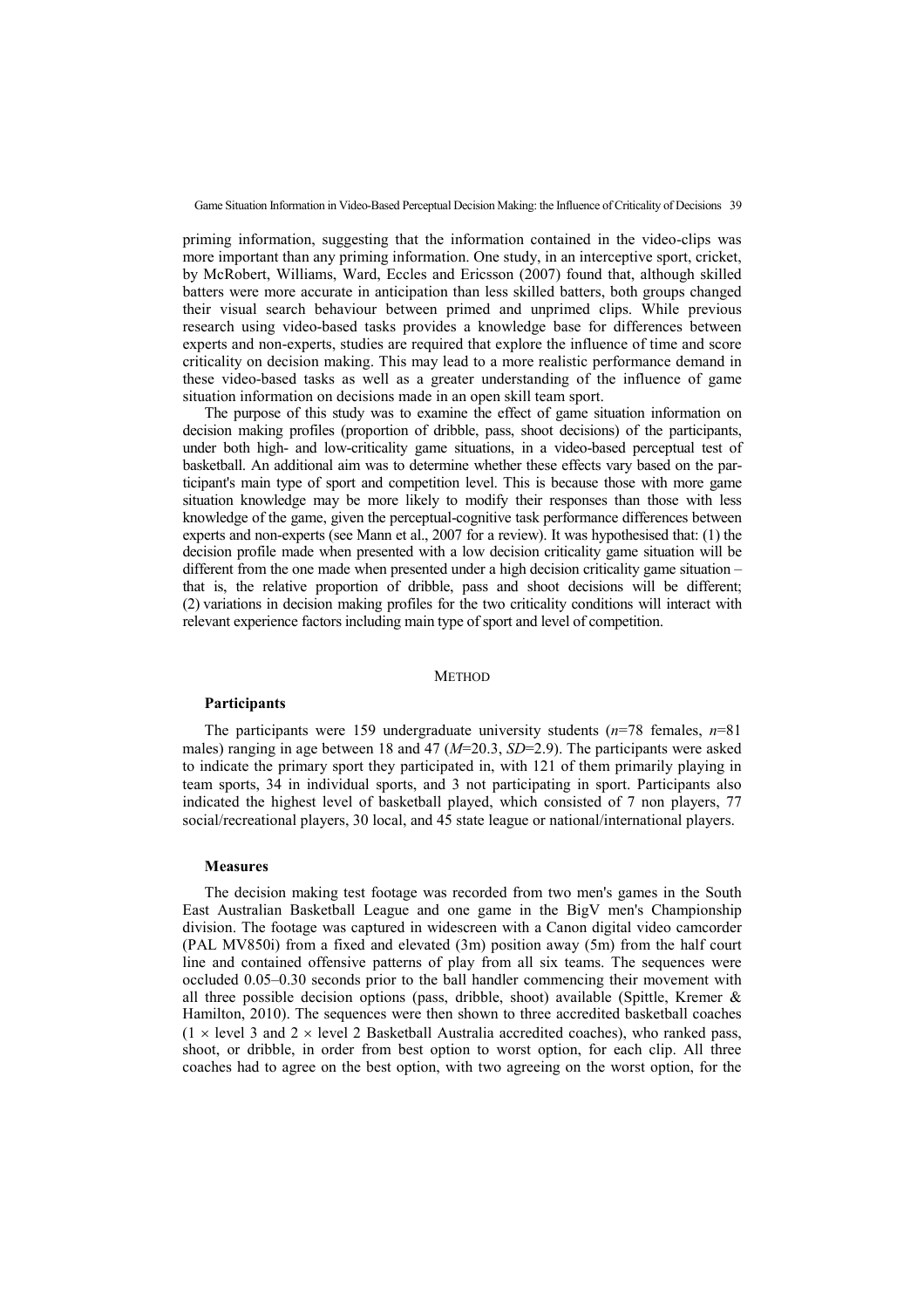priming information, suggesting that the information contained in the video-clips was more important than any priming information. One study, in an interceptive sport, cricket, by McRobert, Williams, Ward, Eccles and Ericsson (2007) found that, although skilled batters were more accurate in anticipation than less skilled batters, both groups changed their visual search behaviour between primed and unprimed clips. While previous research using video-based tasks provides a knowledge base for differences between experts and non-experts, studies are required that explore the influence of time and score criticality on decision making. This may lead to a more realistic performance demand in these video-based tasks as well as a greater understanding of the influence of game situation information on decisions made in an open skill team sport.

The purpose of this study was to examine the effect of game situation information on decision making profiles (proportion of dribble, pass, shoot decisions) of the participants, under both high- and low-criticality game situations, in a video-based perceptual test of basketball. An additional aim was to determine whether these effects vary based on the participant's main type of sport and competition level. This is because those with more game situation knowledge may be more likely to modify their responses than those with less knowledge of the game, given the perceptual-cognitive task performance differences between experts and non-experts (see Mann et al., 2007 for a review). It was hypothesised that: (1) the decision profile made when presented with a low decision criticality game situation will be different from the one made when presented under a high decision criticality game situation – that is, the relative proportion of dribble, pass and shoot decisions will be different; (2) variations in decision making profiles for the two criticality conditions will interact with relevant experience factors including main type of sport and level of competition.

## Method

### Participants

The participants were 159 undergraduate university students (*n*=78 females, *n*=81 males) ranging in age between 18 and 47 (*M*=20.3, *SD*=2.9). The participants were asked to indicate the primary sport they participated in, with 121 of them primarily playing in team sports, 34 in individual sports, and 3 not participating in sport. Participants also indicated the highest level of basketball played, which consisted of 7 non players, 77 social/recreational players, 30 local, and 45 state league or national/international players.

### Measures

The decision making test footage was recorded from two men's games in the South East Australian Basketball League and one game in the BigV men's Championship division. The footage was captured in widescreen with a Canon digital video camcorder (PAL MV850i) from a fixed and elevated (3m) position away (5m) from the half court line and contained offensive patterns of play from all six teams. The sequences were occluded 0.05–0.30 seconds prior to the ball handler commencing their movement with all three possible decision options (pass, dribble, shoot) available (Spittle, Kremer & Hamilton, 2010). The sequences were then shown to three accredited basketball coaches (1 × level 3 and 2 × level 2 Basketball Australia accredited coaches), who ranked pass, shoot, or dribble, in order from best option to worst option, for each clip. All three coaches had to agree on the best option, with two agreeing on the worst option, for the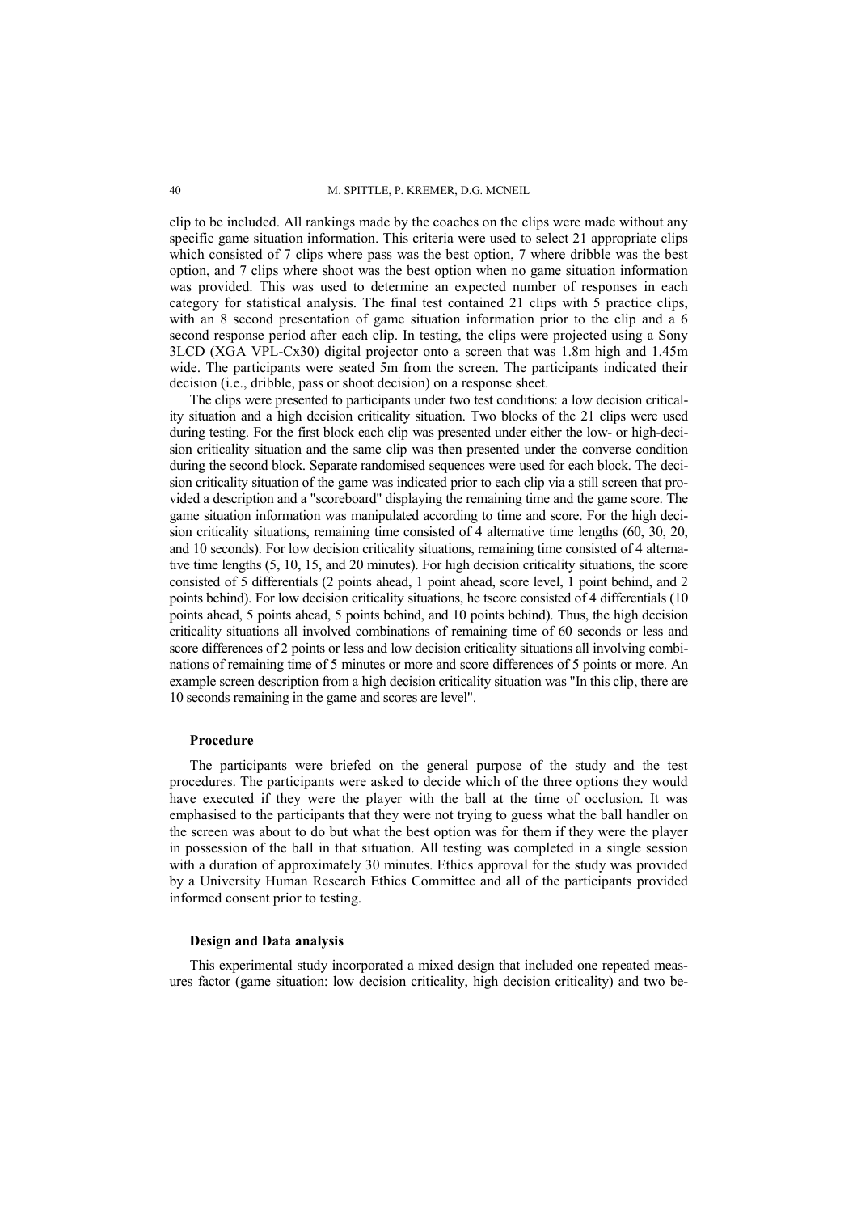clip to be included. All rankings made by the coaches on the clips were made without any specific game situation information. This criteria were used to select 21 appropriate clips which consisted of 7 clips where pass was the best option, 7 where dribble was the best option, and 7 clips where shoot was the best option when no game situation information was provided. This was used to determine an expected number of responses in each category for statistical analysis. The final test contained 21 clips with 5 practice clips, with an 8 second presentation of game situation information prior to the clip and a 6 second response period after each clip. In testing, the clips were projected using a Sony 3LCD (XGA VPL-Cx30) digital projector onto a screen that was 1.8m high and 1.45m wide. The participants were seated 5m from the screen. The participants indicated their decision (i.e., dribble, pass or shoot decision) on a response sheet.

The clips were presented to participants under two test conditions: a low decision criticality situation and a high decision criticality situation. Two blocks of the 21 clips were used during testing. For the first block each clip was presented under either the low- or high-decision criticality situation and the same clip was then presented under the converse condition during the second block. Separate randomised sequences were used for each block. The decision criticality situation of the game was indicated prior to each clip via a still screen that provided a description and a "scoreboard" displaying the remaining time and the game score. The game situation information was manipulated according to time and score. For the high decision criticality situations, remaining time consisted of 4 alternative time lengths (60, 30, 20, and 10 seconds). For low decision criticality situations, remaining time consisted of 4 alternative time lengths (5, 10, 15, and 20 minutes). For high decision criticality situations, the score consisted of 5 differentials (2 points ahead, 1 point ahead, score level, 1 point behind, and 2 points behind). For low decision criticality situations, he tscore consisted of 4 differentials (10 points ahead, 5 points ahead, 5 points behind, and 10 points behind). Thus, the high decision criticality situations all involved combinations of remaining time of 60 seconds or less and score differences of 2 points or less and low decision criticality situations all involving combinations of remaining time of 5 minutes or more and score differences of 5 points or more. An example screen description from a high decision criticality situation was "In this clip, there are 10 seconds remaining in the game and scores are level".

### Procedure

The participants were briefed on the general purpose of the study and the test procedures. The participants were asked to decide which of the three options they would have executed if they were the player with the ball at the time of occlusion. It was emphasised to the participants that they were not trying to guess what the ball handler on the screen was about to do but what the best option was for them if they were the player in possession of the ball in that situation. All testing was completed in a single session with a duration of approximately 30 minutes. Ethics approval for the study was provided by a University Human Research Ethics Committee and all of the participants provided informed consent prior to testing.

### Design and Data analysis

This experimental study incorporated a mixed design that included one repeated measures factor (game situation: low decision criticality, high decision criticality) and two be-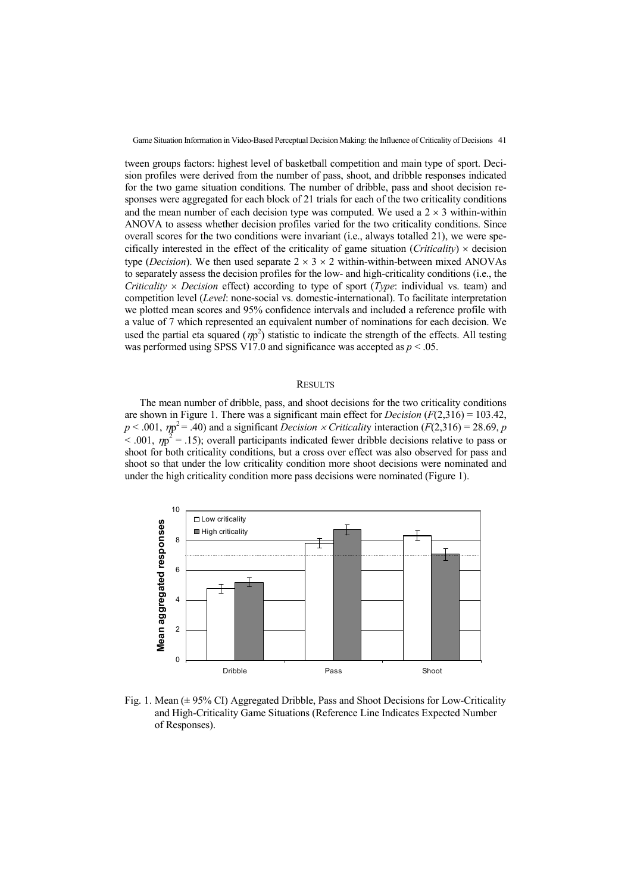tween groups factors: highest level of basketball competition and main type of sport. Decision profiles were derived from the number of pass, shoot, and dribble responses indicated for the two game situation conditions. The number of dribble, pass and shoot decision responses were aggregated for each block of 21 trials for each of the two criticality conditions and the mean number of each decision type was computed. We used a $2 \times 3$ within-within ANOVA to assess whether decision profiles varied for the two criticality conditions. Since overall scores for the two conditions were invariant (i.e., always totalled 21), we were specifically interested in the effect of the criticality of game situation (*Criticality*) $\times$ decision type (*Decision*). We then used separate $2 \times 3 \times 2$ within-within-between mixed ANOVAs to separately assess the decision profiles for the low- and high-criticality conditions (i.e., the *Criticality* $\times$ *Decision* effect) according to type of sport (*Type*: individual vs. team) and competition level (*Level*: none-social vs. domestic-international). To facilitate interpretation we plotted mean scores and 95% confidence intervals and included a reference profile with a value of 7 which represented an equivalent number of nominations for each decision. We used the partial eta squared ($\eta_p^2$) statistic to indicate the strength of the effects. All testing was performed using SPSS V17.0 and significance was accepted as $p < .05$.

## RESULTS

The mean number of dribble, pass, and shoot decisions for the two criticality conditions are shown in Figure 1. There was a significant main effect for *Decision* ($F(2,316) = 103.42$, $p < .001$, $\eta_p^2 = .40$) and a significant *Decision* $\times$ *Criticality* interaction ($F(2,316) = 28.69$, $p < .001$, $\eta_p^2 = .15$); overall participants indicated fewer dribble decisions relative to pass or shoot for both criticality conditions, but a cross over effect was also observed for pass and shoot so that under the low criticality condition more shoot decisions were nominated and under the high criticality condition more pass decisions were nominated (Figure 1).

Fig. 1. Mean (± 95% CI) Aggregated Dribble, Pass and Shoot Decisions for Low-Criticality and High-Criticality Game Situations (Reference Line Indicates Expected Number of Responses).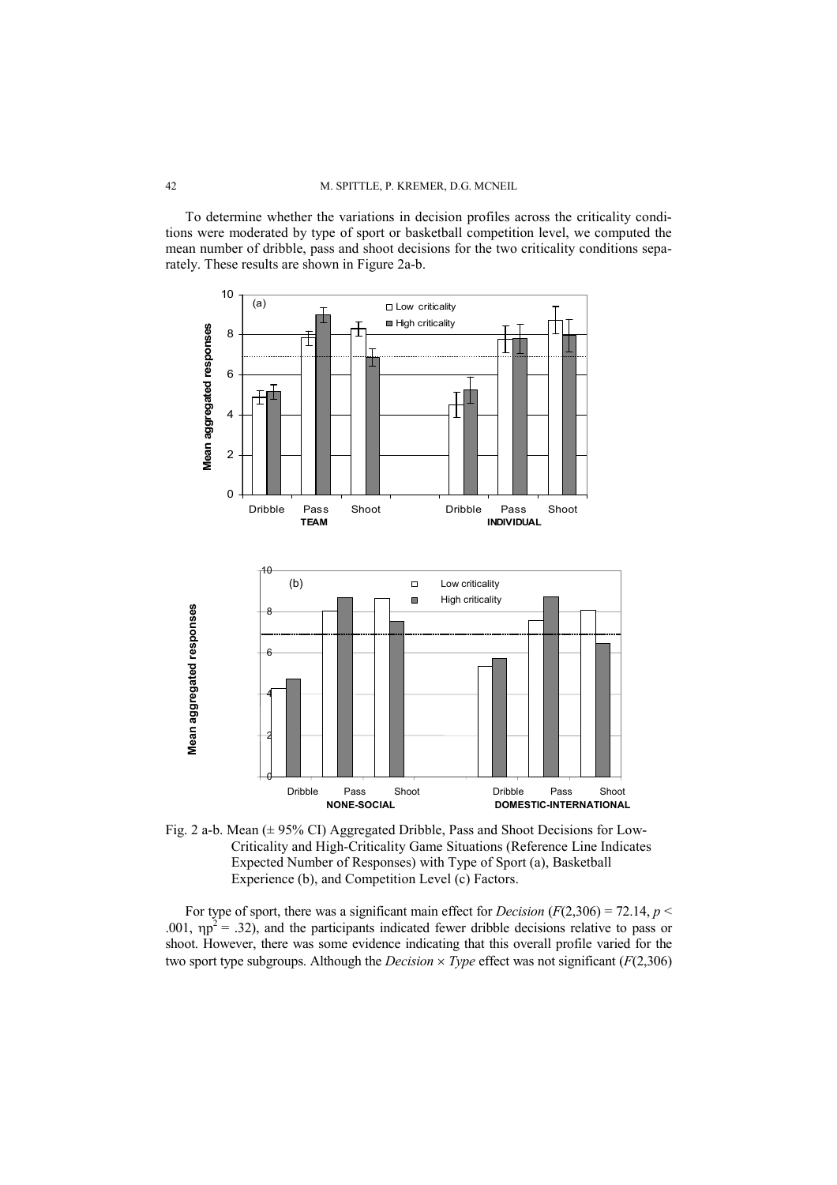To determine whether the variations in decision profiles across the criticality conditions were moderated by type of sport or basketball competition level, we computed the mean number of dribble, pass and shoot decisions for the two criticality conditions separately. These results are shown in Figure 2a-b.

Fig. 2 a-b. Mean (± 95% CI) Aggregated Dribble, Pass and Shoot Decisions for Low-Criticality and High-Criticality Game Situations (Reference Line Indicates Expected Number of Responses) with Type of Sport (a), Basketball Experience (b), and Competition Level (c) Factors.

For type of sport, there was a significant main effect for *Decision* ($F(2,306) = 72.14$, $p < .001$, $\eta p^2 = .32$), and the participants indicated fewer dribble decisions relative to pass or shoot. However, there was some evidence indicating that this overall profile varied for the two sport type subgroups. Although the *Decision* × *Type* effect was not significant ($F(2,306)$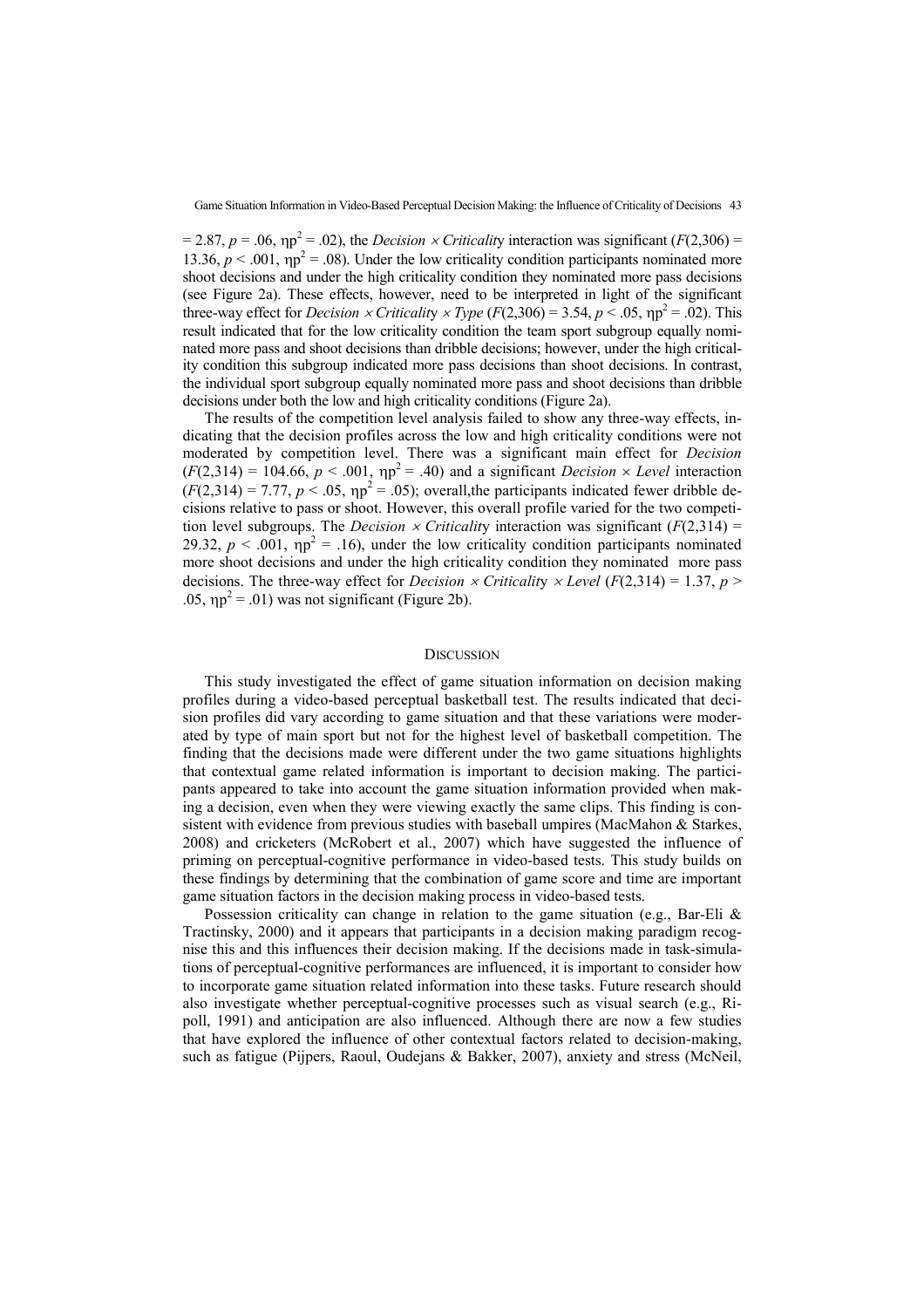$= 2.87$, $p = .06$, $\eta p^2 = .02$), the *Decision* $\times$ *Criticality* interaction was significant ($F(2,306) = 13.36$, $p < .001$, $\eta p^2 = .08$). Under the low criticality condition participants nominated more shoot decisions and under the high criticality condition they nominated more pass decisions (see Figure 2a). These effects, however, need to be interpreted in light of the significant three-way effect for *Decision* $\times$ *Criticality* $\times$ *Type* ($F(2,306) = 3.54$, $p < .05$, $\eta p^2 = .02$). This result indicated that for the low criticality condition the team sport subgroup equally nominated more pass and shoot decisions than dribble decisions; however, under the high criticality condition this subgroup indicated more pass decisions than shoot decisions. In contrast, the individual sport subgroup equally nominated more pass and shoot decisions than dribble decisions under both the low and high criticality conditions (Figure 2a).

The results of the competition level analysis failed to show any three-way effects, indicating that the decision profiles across the low and high criticality conditions were not moderated by competition level. There was a significant main effect for *Decision* ($F(2,314) = 104.66$, $p < .001$, $\eta p^2 = .40$) and a significant *Decision* $\times$ *Level* interaction ($F(2,314) = 7.77$, $p < .05$, $\eta p^2 = .05$); overall,the participants indicated fewer dribble decisions relative to pass or shoot. However, this overall profile varied for the two competition level subgroups. The *Decision* $\times$ *Criticality* interaction was significant ($F(2,314) = 29.32$, $p < .001$, $\eta p^2 = .16$), under the low criticality condition participants nominated more shoot decisions and under the high criticality condition they nominated more pass decisions. The three-way effect for *Decision* $\times$ *Criticality* $\times$ *Level* ($F(2,314) = 1.37$, $p > .05$, $\eta p^2 = .01$) was not significant (Figure 2b).

## DISCUSSION

This study investigated the effect of game situation information on decision making profiles during a video-based perceptual basketball test. The results indicated that decision profiles did vary according to game situation and that these variations were moderated by type of main sport but not for the highest level of basketball competition. The finding that the decisions made were different under the two game situations highlights that contextual game related information is important to decision making. The participants appeared to take into account the game situation information provided when making a decision, even when they were viewing exactly the same clips. This finding is consistent with evidence from previous studies with baseball umpires (MacMahon & Starkes, 2008) and cricketers (McRobert et al., 2007) which have suggested the influence of priming on perceptual-cognitive performance in video-based tests. This study builds on these findings by determining that the combination of game score and time are important game situation factors in the decision making process in video-based tests.

Possession criticality can change in relation to the game situation (e.g., Bar-Eli & Tractinsky, 2000) and it appears that participants in a decision making paradigm recognise this and this influences their decision making. If the decisions made in task-simulations of perceptual-cognitive performances are influenced, it is important to consider how to incorporate game situation related information into these tasks. Future research should also investigate whether perceptual-cognitive processes such as visual search (e.g., Ripoll, 1991) and anticipation are also influenced. Although there are now a few studies that have explored the influence of other contextual factors related to decision-making, such as fatigue (Pijpers, Raoul, Oudejans & Bakker, 2007), anxiety and stress (McNeil,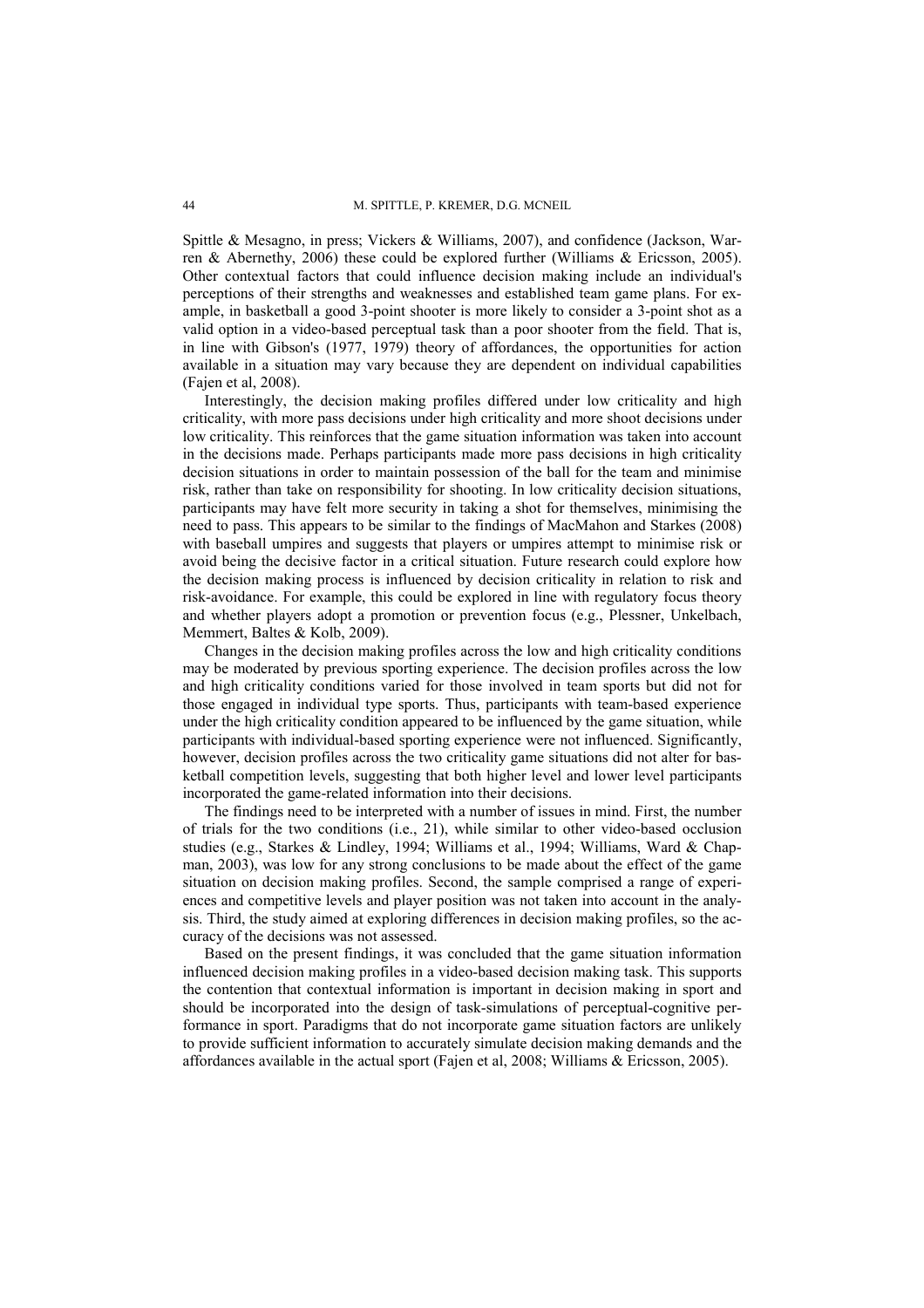Spittle & Mesagno, in press; Vickers & Williams, 2007), and confidence (Jackson, Warren & Abernethy, 2006) these could be explored further (Williams & Ericsson, 2005). Other contextual factors that could influence decision making include an individual's perceptions of their strengths and weaknesses and established team game plans. For example, in basketball a good 3-point shooter is more likely to consider a 3-point shot as a valid option in a video-based perceptual task than a poor shooter from the field. That is, in line with Gibson's (1977, 1979) theory of affordances, the opportunities for action available in a situation may vary because they are dependent on individual capabilities (Fajen et al, 2008).

Interestingly, the decision making profiles differed under low criticality and high criticality, with more pass decisions under high criticality and more shoot decisions under low criticality. This reinforces that the game situation information was taken into account in the decisions made. Perhaps participants made more pass decisions in high criticality decision situations in order to maintain possession of the ball for the team and minimise risk, rather than take on responsibility for shooting. In low criticality decision situations, participants may have felt more security in taking a shot for themselves, minimising the need to pass. This appears to be similar to the findings of MacMahon and Starkes (2008) with baseball umpires and suggests that players or umpires attempt to minimise risk or avoid being the decisive factor in a critical situation. Future research could explore how the decision making process is influenced by decision criticality in relation to risk and risk-avoidance. For example, this could be explored in line with regulatory focus theory and whether players adopt a promotion or prevention focus (e.g., Plessner, Unkelbach, Memmert, Baltes & Kolb, 2009).

Changes in the decision making profiles across the low and high criticality conditions may be moderated by previous sporting experience. The decision profiles across the low and high criticality conditions varied for those involved in team sports but did not for those engaged in individual type sports. Thus, participants with team-based experience under the high criticality condition appeared to be influenced by the game situation, while participants with individual-based sporting experience were not influenced. Significantly, however, decision profiles across the two criticality game situations did not alter for basketball competition levels, suggesting that both higher level and lower level participants incorporated the game-related information into their decisions.

The findings need to be interpreted with a number of issues in mind. First, the number of trials for the two conditions (i.e., 21), while similar to other video-based occlusion studies (e.g., Starkes & Lindley, 1994; Williams et al., 1994; Williams, Ward & Chapman, 2003), was low for any strong conclusions to be made about the effect of the game situation on decision making profiles. Second, the sample comprised a range of experiences and competitive levels and player position was not taken into account in the analysis. Third, the study aimed at exploring differences in decision making profiles, so the accuracy of the decisions was not assessed.

Based on the present findings, it was concluded that the game situation information influenced decision making profiles in a video-based decision making task. This supports the contention that contextual information is important in decision making in sport and should be incorporated into the design of task-simulations of perceptual-cognitive performance in sport. Paradigms that do not incorporate game situation factors are unlikely to provide sufficient information to accurately simulate decision making demands and the affordances available in the actual sport (Fajen et al, 2008; Williams & Ericsson, 2005).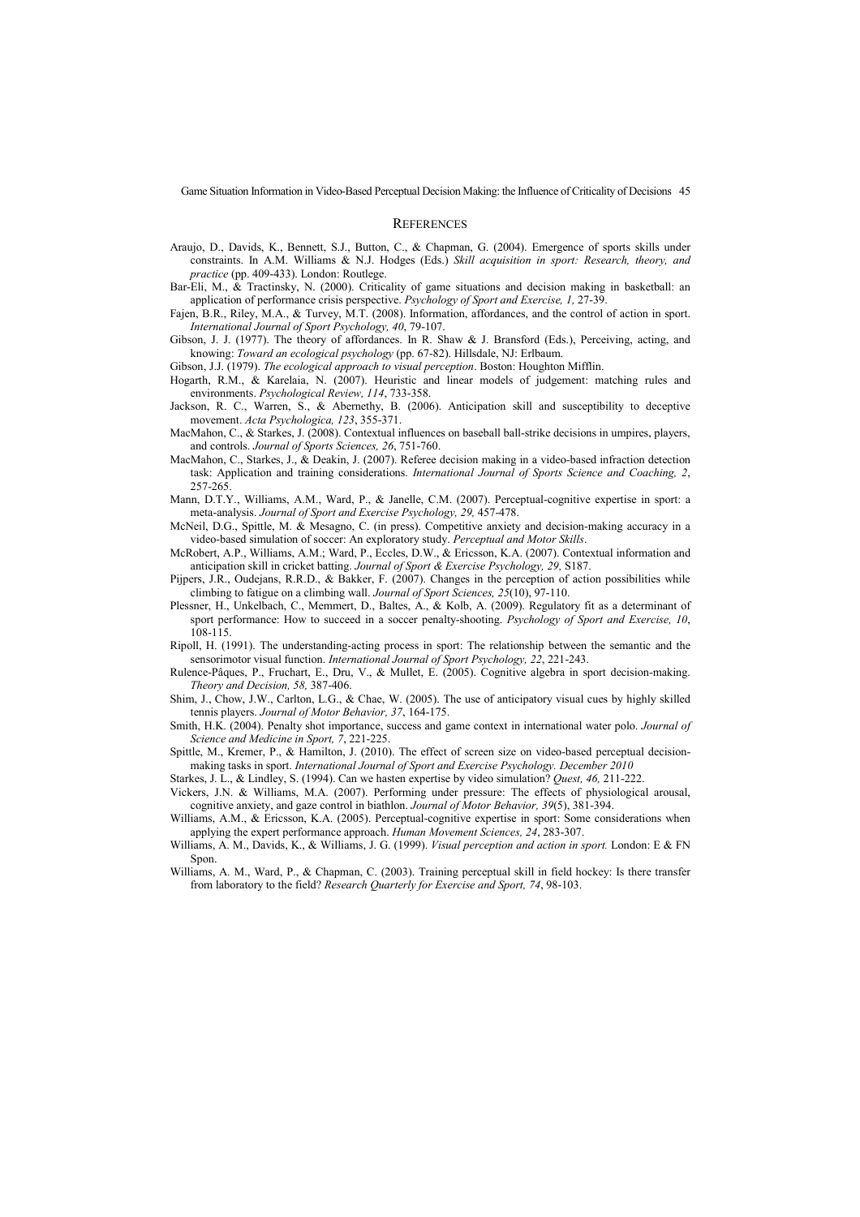## REFERENCES

Araujo, D., Davids, K., Bennett, S.J., Button, C., & Chapman, G. (2004). Emergence of sports skills under constraints. In A.M. Williams & N.J. Hodges (Eds.) *Skill acquisition in sport: Research, theory, and practice* (pp. 409-433). London: Routlege.

Bar-Eli, M., & Tractinsky, N. (2000). Criticality of game situations and decision making in basketball: an application of performance crisis perspective. *Psychology of Sport and Exercise, 1,* 27-39.

Fajen, B.R., Riley, M.A., & Turvey, M.T. (2008). Information, affordances, and the control of action in sport. *International Journal of Sport Psychology, 40*, 79-107.

Gibson, J. J. (1977). The theory of affordances. In R. Shaw & J. Bransford (Eds.), Perceiving, acting, and knowing: *Toward an ecological psychology* (pp. 67-82). Hillsdale, NJ: Erlbaum.

Gibson, J.J. (1979). *The ecological approach to visual perception*. Boston: Houghton Mifflin.

Hogarth, R.M., & Karelaia, N. (2007). Heuristic and linear models of judgement: matching rules and environments. *Psychological Review, 114*, 733-358.

Jackson, R. C., Warren, S., & Abernethy, B. (2006). Anticipation skill and susceptibility to deceptive movement. *Acta Psychologica, 123*, 355-371.

MacMahon, C., & Starkes, J. (2008). Contextual influences on baseball ball-strike decisions in umpires, players, and controls. *Journal of Sports Sciences, 26*, 751-760.

MacMahon, C., Starkes, J., & Deakin, J. (2007). Referee decision making in a video-based infraction detection task: Application and training considerations. *International Journal of Sports Science and Coaching, 2*, 257-265.

Mann, D.T.Y., Williams, A.M., Ward, P., & Janelle, C.M. (2007). Perceptual-cognitive expertise in sport: a meta-analysis. *Journal of Sport and Exercise Psychology, 29,* 457-478.

McNeil, D.G., Spittle, M. & Mesagno, C. (in press). Competitive anxiety and decision-making accuracy in a video-based simulation of soccer: An exploratory study. *Perceptual and Motor Skills*.

McRobert, A.P., Williams, A.M.; Ward, P., Eccles, D.W., & Ericsson, K.A. (2007). Contextual information and anticipation skill in cricket batting. *Journal of Sport & Exercise Psychology, 29,* S187.

Pijpers, J.R., Oudejans, R.R.D., & Bakker, F. (2007). Changes in the perception of action possibilities while climbing to fatigue on a climbing wall. *Journal of Sport Sciences, 25*(10), 97-110.

Plessner, H., Unkelbach, C., Memmert, D., Baltes, A., & Kolb, A. (2009). Regulatory fit as a determinant of sport performance: How to succeed in a soccer penalty-shooting. *Psychology of Sport and Exercise, 10*, 108-115.

Ripoll, H. (1991). The understanding-acting process in sport: The relationship between the semantic and the sensorimotor visual function. *International Journal of Sport Psychology, 22*, 221-243.

Rulence-Pâques, P., Fruchart, E., Dru, V., & Mullet, E. (2005). Cognitive algebra in sport decision-making. *Theory and Decision, 58,* 387-406.

Shim, J., Chow, J.W., Carlton, L.G., & Chae, W. (2005). The use of anticipatory visual cues by highly skilled tennis players. *Journal of Motor Behavior, 37*, 164-175.

Smith, H.K. (2004). Penalty shot importance, success and game context in international water polo. *Journal of Science and Medicine in Sport, 7*, 221-225.

Spittle, M., Kremer, P., & Hamilton, J. (2010). The effect of screen size on video-based perceptual decision-making tasks in sport. *International Journal of Sport and Exercise Psychology. December 2010*

Starkes, J. L., & Lindley, S. (1994). Can we hasten expertise by video simulation? *Quest, 46,* 211-222.

Vickers, J.N. & Williams, M.A. (2007). Performing under pressure: The effects of physiological arousal, cognitive anxiety, and gaze control in biathlon. *Journal of Motor Behavior, 39*(5), 381-394.

Williams, A.M., & Ericsson, K.A. (2005). Perceptual-cognitive expertise in sport: Some considerations when applying the expert performance approach. *Human Movement Sciences, 24*, 283-307.

Williams, A. M., Davids, K., & Williams, J. G. (1999). *Visual perception and action in sport.* London: E & FN Spon.

Williams, A. M., Ward, P., & Chapman, C. (2003). Training perceptual skill in field hockey: Is there transfer from laboratory to the field? *Research Quarterly for Exercise and Sport, 74*, 98-103.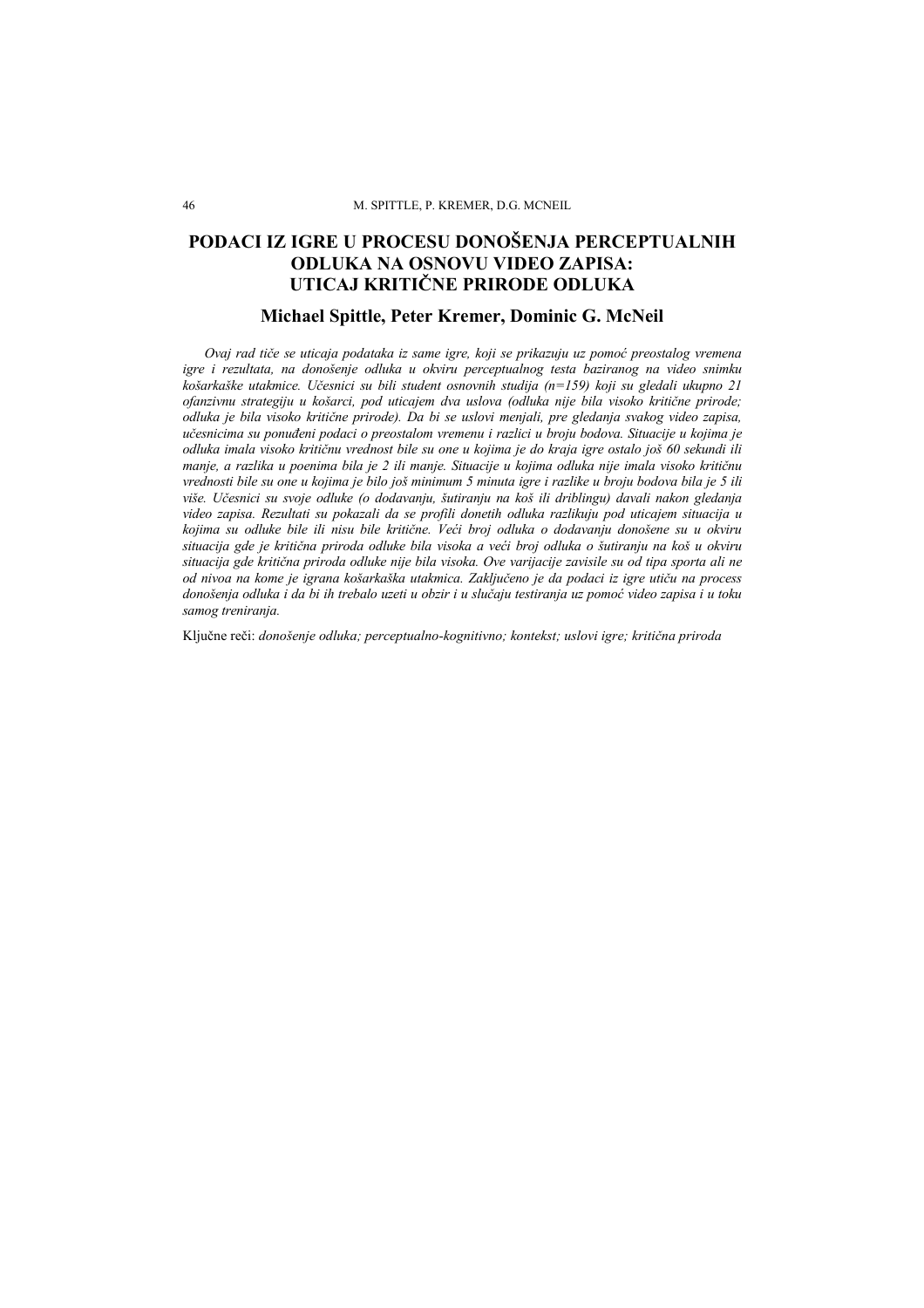# PODACI IZ IGRE U PROCESU DONOŠENJA PERCEPTUALNIH ODLUKA NA OSNOVU VIDEO ZAPISA: UTICAJ KRITIČNE PRIRODE ODLUKA

## Michael Spittle, Peter Kremer, Dominic G. McNeil

*Ovaj rad tiče se uticaja podataka iz same igre, koji se prikazuju uz pomoć preostalog vremena igre i rezultata, na donošenje odluka u okviru perceptualnog testa baziranog na video snimku košarkaške utakmice. Učesnici su bili student osnovnih studija (n=159) koji su gledali ukupno 21 ofanzivnu strategiju u košarci, pod uticajem dva uslova (odluka nije bila visoko kritične prirode; odluka je bila visoko kritične prirode). Da bi se uslovi menjali, pre gledanja svakog video zapisa, učesnicima su ponuđeni podaci o preostalom vremenu i razlici u broju bodova. Situacije u kojima je odluka imala visoko kritičnu vrednost bile su one u kojima je do kraja igre ostalo još 60 sekundi ili manje, a razlika u poenima bila je 2 ili manje. Situacije u kojima odluka nije imala visoko kritičnu vrednosti bile su one u kojima je bilo još minimum 5 minuta igre i razlike u broju bodova bila je 5 ili više. Učesnici su svoje odluke (o dodavanju, šutiranju na koš ili driblingu) davali nakon gledanja video zapisa. Rezultati su pokazali da se profili donetih odluka razlikuju pod uticajem situacija u kojima su odluke bile ili nisu bile kritične. Veći broj odluka o dodavanju donošene su u okviru situacija gde je kritična priroda odluke bila visoka a veći broj odluka o šutiranju na koš u okviru situacija gde kritična priroda odluke nije bila visoka. Ove varijacije zavisile su od tipa sporta ali ne od nivoa na kome je igrana košarkaška utakmica. Zaključeno je da podaci iz igre utiču na process donošenja odluka i da bi ih trebalo uzeti u obzir i u slučaju testiranja uz pomoć video zapisa i u toku samog treniranja.*

Ključne reči: *donošenje odluka; perceptualno-kognitivno; kontekst; uslovi igre; kritična priroda*